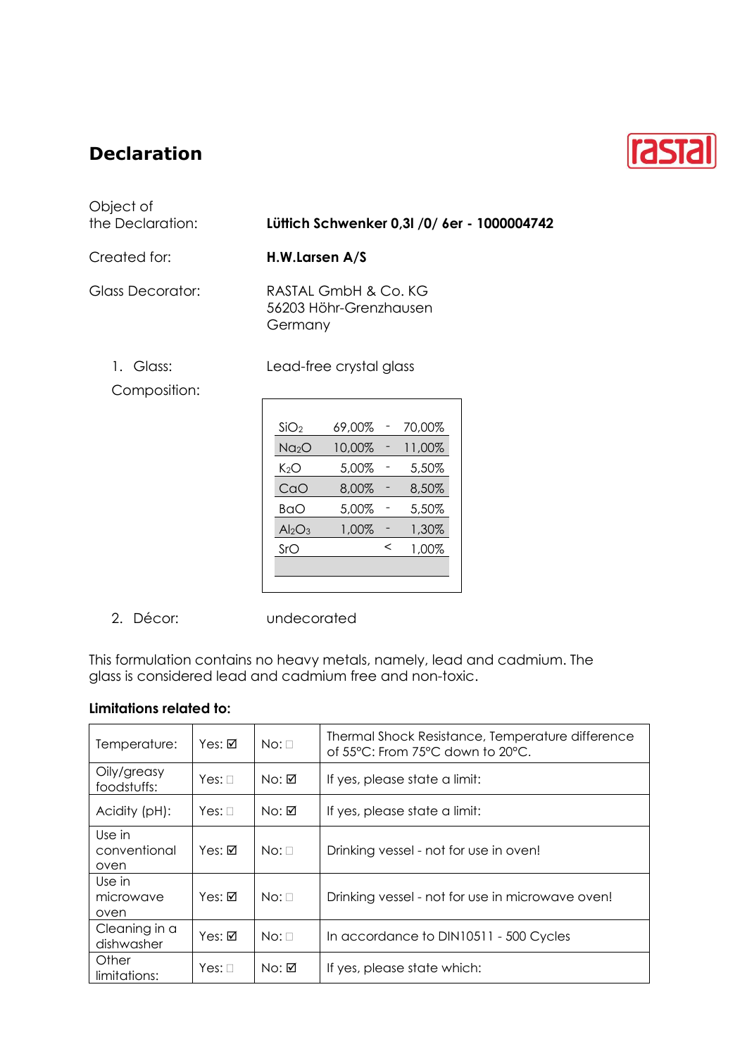# Declaration

rastal

Object of the Declaration: **Lüttich Schwenker 0,3l /0/ 6er - 1000004742**

Created for: **H.W.Larsen A/S**

Glass Decorator: RASTAL GmbH & Co. KG
56203 Höhr-Grenzhausen
Germany

1. Glass: Lead-free crystal glass

Composition:

| | | | |
|---|---|---|---|
| $SiO_2$ | 69,00% | - | 70,00% |
| $Na_2O$ | 10,00% | - | 11,00% |
| $K_2O$ | 5,00% | - | 5,50% |
| $CaO$ | 8,00% | - | 8,50% |
| $BaO$ | 5,00% | - | 5,50% |
| $Al_2O_3$ | 1,00% | - | 1,30% |
| $SrO$ | | < | 1,00% |

2. Décor: undecorated

This formulation contains no heavy metals, namely, lead and cadmium. The glass is considered lead and cadmium free and non-toxic.

**Limitations related to:**

| | | | |
|---|---|---|---|
| Temperature: | Yes: ☑ | No: ☐ | Thermal Shock Resistance, Temperature difference of 55°C: From 75°C down to 20°C. |
| Oily/greasy foodstuffs: | Yes: ☐ | No: ☑ | If yes, please state a limit: |
| Acidity (pH): | Yes: ☐ | No: ☑ | If yes, please state a limit: |
| Use in conventional oven | Yes: ☑ | No: ☐ | Drinking vessel - not for use in oven! |
| Use in microwave oven | Yes: ☑ | No: ☐ | Drinking vessel - not for use in microwave oven! |
| Cleaning in a dishwasher | Yes: ☑ | No: ☐ | In accordance to DIN10511 - 500 Cycles |
| Other limitations: | Yes: ☐ | No: ☑ | If yes, please state which: |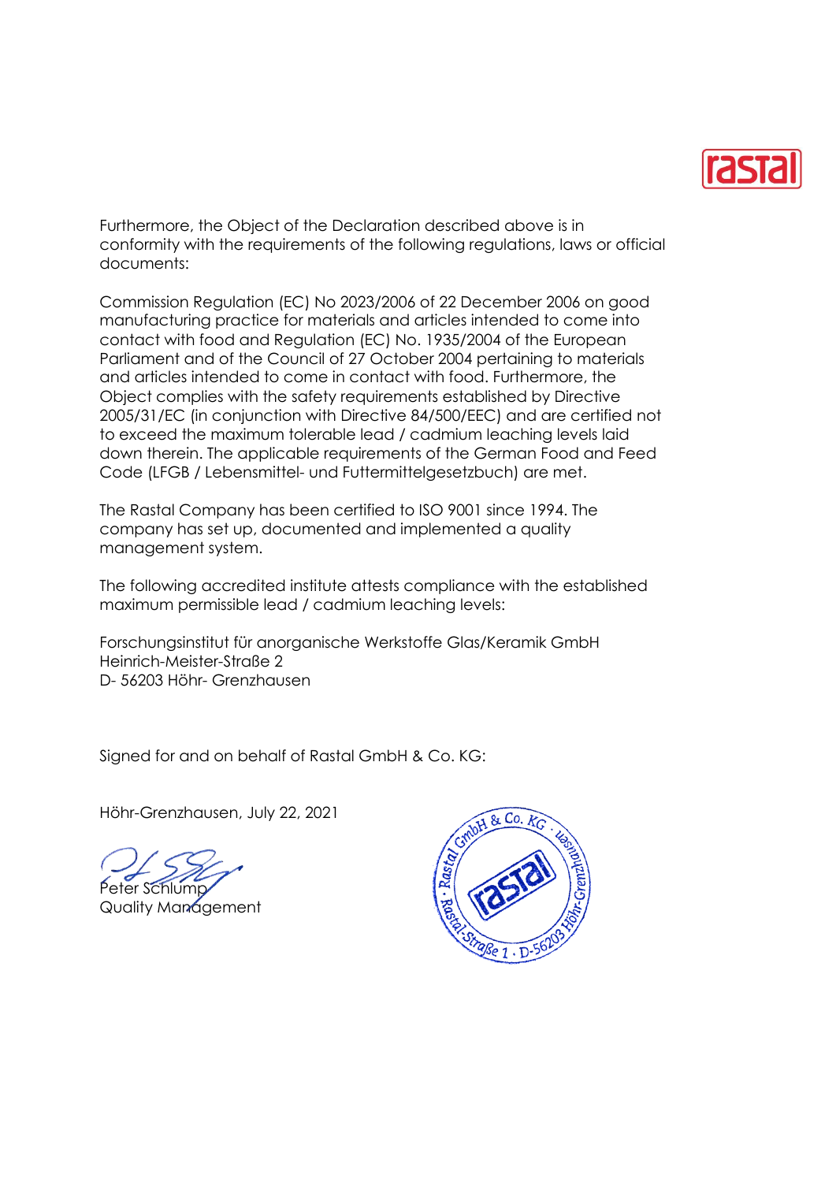Furthermore, the Object of the Declaration described above is in conformity with the requirements of the following regulations, laws or official documents:

Commission Regulation (EC) No 2023/2006 of 22 December 2006 on good manufacturing practice for materials and articles intended to come into contact with food and Regulation (EC) No. 1935/2004 of the European Parliament and of the Council of 27 October 2004 pertaining to materials and articles intended to come in contact with food. Furthermore, the Object complies with the safety requirements established by Directive 2005/31/EC (in conjunction with Directive 84/500/EEC) and are certified not to exceed the maximum tolerable lead / cadmium leaching levels laid down therein. The applicable requirements of the German Food and Feed Code (LFGB / Lebensmittel- und Futtermittelgesetzbuch) are met.

The Rastal Company has been certified to ISO 9001 since 1994. The company has set up, documented and implemented a quality management system.

The following accredited institute attests compliance with the established maximum permissible lead / cadmium leaching levels:

Forschungsinstitut für anorganische Werkstoffe Glas/Keramik GmbH
Heinrich-Meister-Straße 2
D- 56203 Höhr- Grenzhausen

Signed for and on behalf of Rastal GmbH & Co. KG:

Höhr-Grenzhausen, July 22, 2021

Peter Schlump
Quality Management

Rastal GmbH & Co. KG · Rastal-Straße 1 · D-56203 Höhr-Grenzhausen